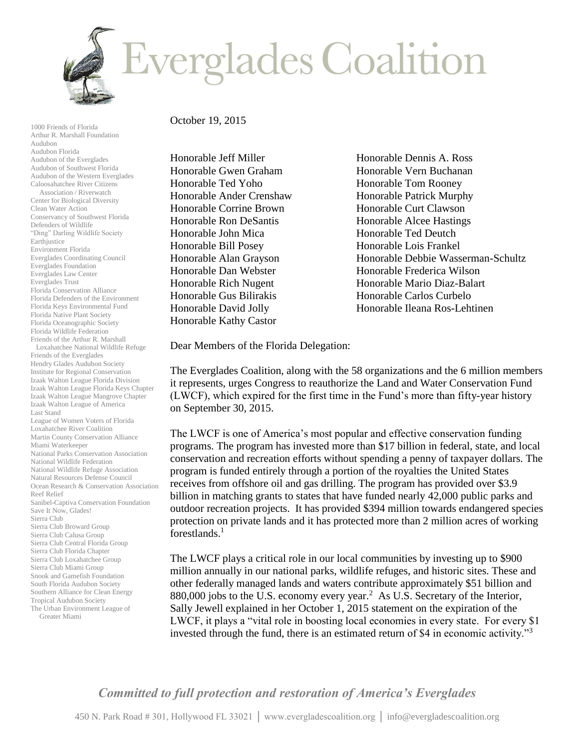# Everglades Coalition

1000 Friends of Florida
Arthur R. Marshall Foundation
Audubon
Audubon Florida
Audubon of the Everglades
Audubon of Southwest Florida
Audubon of the Western Everglades
Caloosahatchee River Citizens Association / Riverwatch
Center for Biological Diversity
Clean Water Action
Conservancy of Southwest Florida
Defenders of Wildlife
"Ding" Darling Wildlife Society
Earthjustice
Environment Florida
Everglades Coordinating Council
Everglades Foundation
Everglades Law Center
Everglades Trust
Florida Conservation Alliance
Florida Defenders of the Environment
Florida Keys Environmental Fund
Florida Native Plant Society
Florida Oceanographic Society
Florida Wildlife Federation
Friends of the Arthur R. Marshall Loxahatchee National Wildlife Refuge
Friends of the Everglades
Hendry Glades Audubon Society
Institute for Regional Conservation
Izaak Walton League Florida Division
Izaak Walton League Florida Keys Chapter
Izaak Walton League Mangrove Chapter
Izaak Walton League of America
Last Stand
League of Women Voters of Florida
Loxahatchee River Coalition
Martin County Conservation Alliance
Miami Waterkeeper
National Parks Conservation Association
National Wildlife Federation
National Wildlife Refuge Association
Natural Resources Defense Council
Ocean Research & Conservation Association
Reef Relief
Sanibel-Captiva Conservation Foundation
Save It Now, Glades!
Sierra Club
Sierra Club Broward Group
Sierra Club Calusa Group
Sierra Club Central Florida Group
Sierra Club Florida Chapter
Sierra Club Loxahatchee Group
Sierra Club Miami Group
Snook and Gamefish Foundation
South Florida Audubon Society
Southern Alliance for Clean Energy
Tropical Audubon Society
The Urban Environment League of Greater Miami

October 19, 2015

Honorable Jeff Miller
Honorable Gwen Graham
Honorable Ted Yoho
Honorable Ander Crenshaw
Honorable Corrine Brown
Honorable Ron DeSantis
Honorable John Mica
Honorable Bill Posey
Honorable Alan Grayson
Honorable Dan Webster
Honorable Rich Nugent
Honorable Gus Bilirakis
Honorable David Jolly
Honorable Kathy Castor
Honorable Dennis A. Ross
Honorable Vern Buchanan
Honorable Tom Rooney
Honorable Patrick Murphy
Honorable Curt Clawson
Honorable Alcee Hastings
Honorable Ted Deutch
Honorable Lois Frankel
Honorable Debbie Wasserman-Schultz
Honorable Frederica Wilson
Honorable Mario Diaz-Balart
Honorable Carlos Curbelo
Honorable Ileana Ros-Lehtinen

Dear Members of the Florida Delegation:

The Everglades Coalition, along with the 58 organizations and the 6 million members it represents, urges Congress to reauthorize the Land and Water Conservation Fund (LWCF), which expired for the first time in the Fund's more than fifty-year history on September 30, 2015.

The LWCF is one of America's most popular and effective conservation funding programs. The program has invested more than $17 billion in federal, state, and local conservation and recreation efforts without spending a penny of taxpayer dollars. The program is funded entirely through a portion of the royalties the United States receives from offshore oil and gas drilling. The program has provided over $3.9 billion in matching grants to states that have funded nearly 42,000 public parks and outdoor recreation projects. It has provided $394 million towards endangered species protection on private lands and it has protected more than 2 million acres of working forestlands.[1]

The LWCF plays a critical role in our local communities by investing up to $900 million annually in our national parks, wildlife refuges, and historic sites. These and other federally managed lands and waters contribute approximately $51 billion and 880,000 jobs to the U.S. economy every year.[2] As U.S. Secretary of the Interior, Sally Jewell explained in her October 1, 2015 statement on the expiration of the LWCF, it plays a "vital role in boosting local economies in every state. For every $1 invested through the fund, there is an estimated return of $4 in economic activity."[3]

*Committed to full protection and restoration of America's Everglades*

450 N. Park Road # 301, Hollywood FL 33021 | www.evergladescoalition.org | info@evergladescoalition.org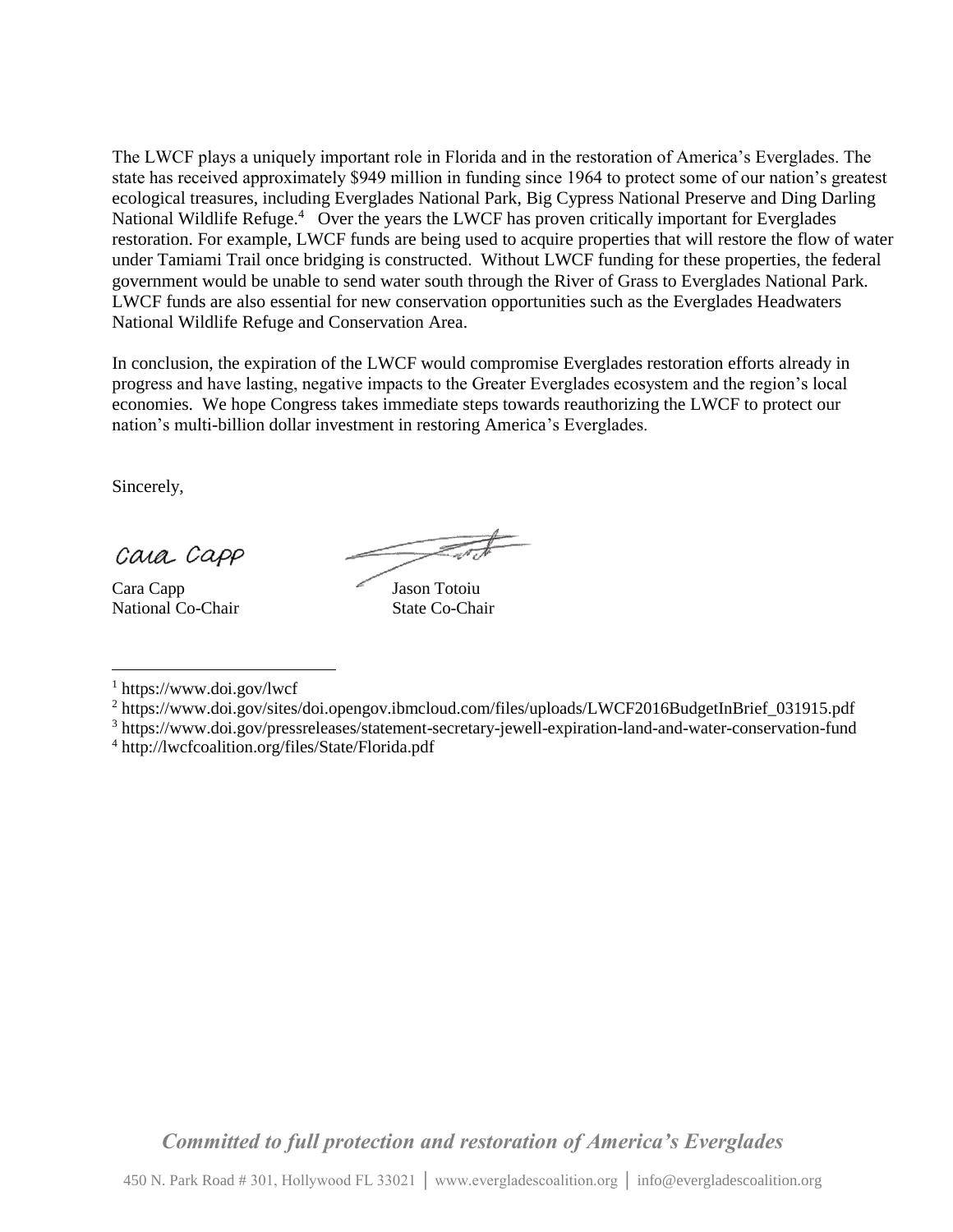The LWCF plays a uniquely important role in Florida and in the restoration of America's Everglades. The state has received approximately $949 million in funding since 1964 to protect some of our nation's greatest ecological treasures, including Everglades National Park, Big Cypress National Preserve and Ding Darling National Wildlife Refuge.[4] Over the years the LWCF has proven critically important for Everglades restoration. For example, LWCF funds are being used to acquire properties that will restore the flow of water under Tamiami Trail once bridging is constructed. Without LWCF funding for these properties, the federal government would be unable to send water south through the River of Grass to Everglades National Park. LWCF funds are also essential for new conservation opportunities such as the Everglades Headwaters National Wildlife Refuge and Conservation Area.

In conclusion, the expiration of the LWCF would compromise Everglades restoration efforts already in progress and have lasting, negative impacts to the Greater Everglades ecosystem and the region's local economies. We hope Congress takes immediate steps towards reauthorizing the LWCF to protect our nation's multi-billion dollar investment in restoring America's Everglades.

Sincerely,

Cara Capp
National Co-Chair

Jason Totoiu
State Co-Chair

---

[1] https://www.doi.gov/lwcf

[2] https://www.doi.gov/sites/doi.opengov.ibmcloud.com/files/uploads/LWCF2016BudgetInBrief_031915.pdf

[3] https://www.doi.gov/pressreleases/statement-secretary-jewell-expiration-land-and-water-conservation-fund

[4] http://lwcfcoalition.org/files/State/Florida.pdf

*Committed to full protection and restoration of America's Everglades*

450 N. Park Road # 301, Hollywood FL 33021 | www.evergladescoalition.org | info@evergladescoalition.org